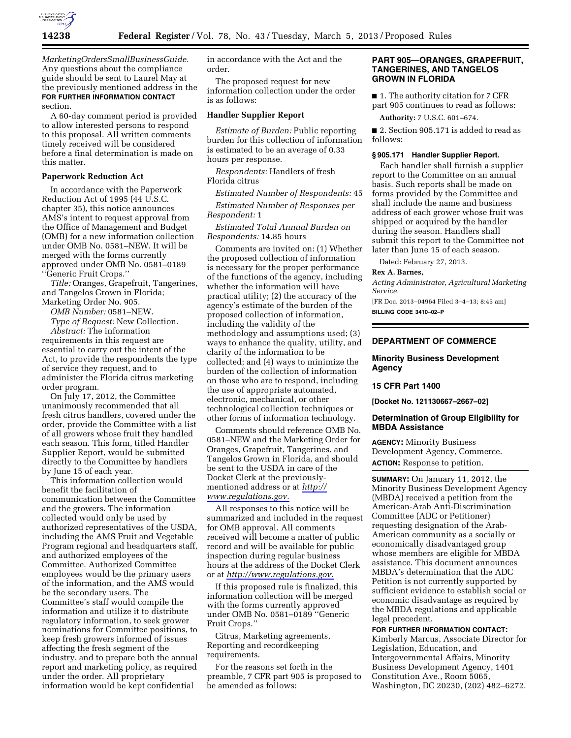*MarketingOrdersSmallBusinessGuide.* Any questions about the compliance guide should be sent to Laurel May at the previously mentioned address in the **FOR FURTHER INFORMATION CONTACT** section.

A 60-day comment period is provided to allow interested persons to respond to this proposal. All written comments timely received will be considered before a final determination is made on this matter.

### Paperwork Reduction Act

In accordance with the Paperwork Reduction Act of 1995 (44 U.S.C. chapter 35), this notice announces AMS's intent to request approval from the Office of Management and Budget (OMB) for a new information collection under OMB No. 0581–NEW. It will be merged with the forms currently approved under OMB No. 0581–0189 ''Generic Fruit Crops.''

*Title:* Oranges, Grapefruit, Tangerines, and Tangelos Grown in Florida; Marketing Order No. 905.

*OMB Number:* 0581–NEW.

*Type of Request:* New Collection.

*Abstract:* The information requirements in this request are essential to carry out the intent of the Act, to provide the respondents the type of service they request, and to administer the Florida citrus marketing order program.

On July 17, 2012, the Committee unanimously recommended that all fresh citrus handlers, covered under the order, provide the Committee with a list of all growers whose fruit they handled each season. This form, titled Handler Supplier Report, would be submitted directly to the Committee by handlers by June 15 of each year.

This information collection would benefit the facilitation of communication between the Committee and the growers. The information collected would only be used by authorized representatives of the USDA, including the AMS Fruit and Vegetable Program regional and headquarters staff, and authorized employees of the Committee. Authorized Committee employees would be the primary users of the information, and the AMS would be the secondary users. The Committee's staff would compile the information and utilize it to distribute regulatory information, to seek grower nominations for Committee positions, to keep fresh growers informed of issues affecting the fresh segment of the industry, and to prepare both the annual report and marketing policy, as required under the order. All proprietary information would be kept confidential in accordance with the Act and the order.

The proposed request for new information collection under the order is as follows:

### Handler Supplier Report

*Estimate of Burden:* Public reporting burden for this collection of information is estimated to be an average of 0.33 hours per response.

*Respondents:* Handlers of fresh Florida citrus

*Estimated Number of Respondents:* 45

*Estimated Number of Responses per Respondent:* 1

*Estimated Total Annual Burden on Respondents:* 14.85 hours

Comments are invited on: (1) Whether the proposed collection of information is necessary for the proper performance of the functions of the agency, including whether the information will have practical utility; (2) the accuracy of the agency's estimate of the burden of the proposed collection of information, including the validity of the methodology and assumptions used; (3) ways to enhance the quality, utility, and clarity of the information to be collected; and (4) ways to minimize the burden of the collection of information on those who are to respond, including the use of appropriate automated, electronic, mechanical, or other technological collection techniques or other forms of information technology.

Comments should reference OMB No. 0581–NEW and the Marketing Order for Oranges, Grapefruit, Tangerines, and Tangelos Grown in Florida, and should be sent to the USDA in care of the Docket Clerk at the previously-mentioned address or at *http://www.regulations.gov.*

All responses to this notice will be summarized and included in the request for OMB approval. All comments received will become a matter of public record and will be available for public inspection during regular business hours at the address of the Docket Clerk or at *http://www.regulations.gov.*

If this proposed rule is finalized, this information collection will be merged with the forms currently approved under OMB No. 0581–0189 ''Generic Fruit Crops.''

Citrus, Marketing agreements, Reporting and recordkeeping requirements.

For the reasons set forth in the preamble, 7 CFR part 905 is proposed to be amended as follows:

## PART 905—ORANGES, GRAPEFRUIT, TANGERINES, AND TANGELOS GROWN IN FLORIDA

■ 1. The authority citation for 7 CFR part 905 continues to read as follows:

**Authority:** 7 U.S.C. 601–674.

■ 2. Section 905.171 is added to read as follows:

### § 905.171 Handler Supplier Report.

Each handler shall furnish a supplier report to the Committee on an annual basis. Such reports shall be made on forms provided by the Committee and shall include the name and business address of each grower whose fruit was shipped or acquired by the handler during the season. Handlers shall submit this report to the Committee not later than June 15 of each season.

Dated: February 27, 2013.

**Rex A. Barnes,**

*Acting Administrator, Agricultural Marketing Service.*

[FR Doc. 2013–04964 Filed 3–4–13; 8:45 am]

**BILLING CODE 3410–02–P**

---

## DEPARTMENT OF COMMERCE

### Minority Business Development Agency

### 15 CFR Part 1400

**[Docket No. 121130667–2667–02]**

### Determination of Group Eligibility for MBDA Assistance

**AGENCY:** Minority Business Development Agency, Commerce.

**ACTION:** Response to petition.

**SUMMARY:** On January 11, 2012, the Minority Business Development Agency (MBDA) received a petition from the American-Arab Anti-Discrimination Committee (ADC or Petitioner) requesting designation of the Arab-American community as a socially or economically disadvantaged group whose members are eligible for MBDA assistance. This document announces MBDA's determination that the ADC Petition is not currently supported by sufficient evidence to establish social or economic disadvantage as required by the MBDA regulations and applicable legal precedent.

**FOR FURTHER INFORMATION CONTACT:** Kimberly Marcus, Associate Director for Legislation, Education, and Intergovernmental Affairs, Minority Business Development Agency, 1401 Constitution Ave., Room 5065, Washington, DC 20230, (202) 482–6272.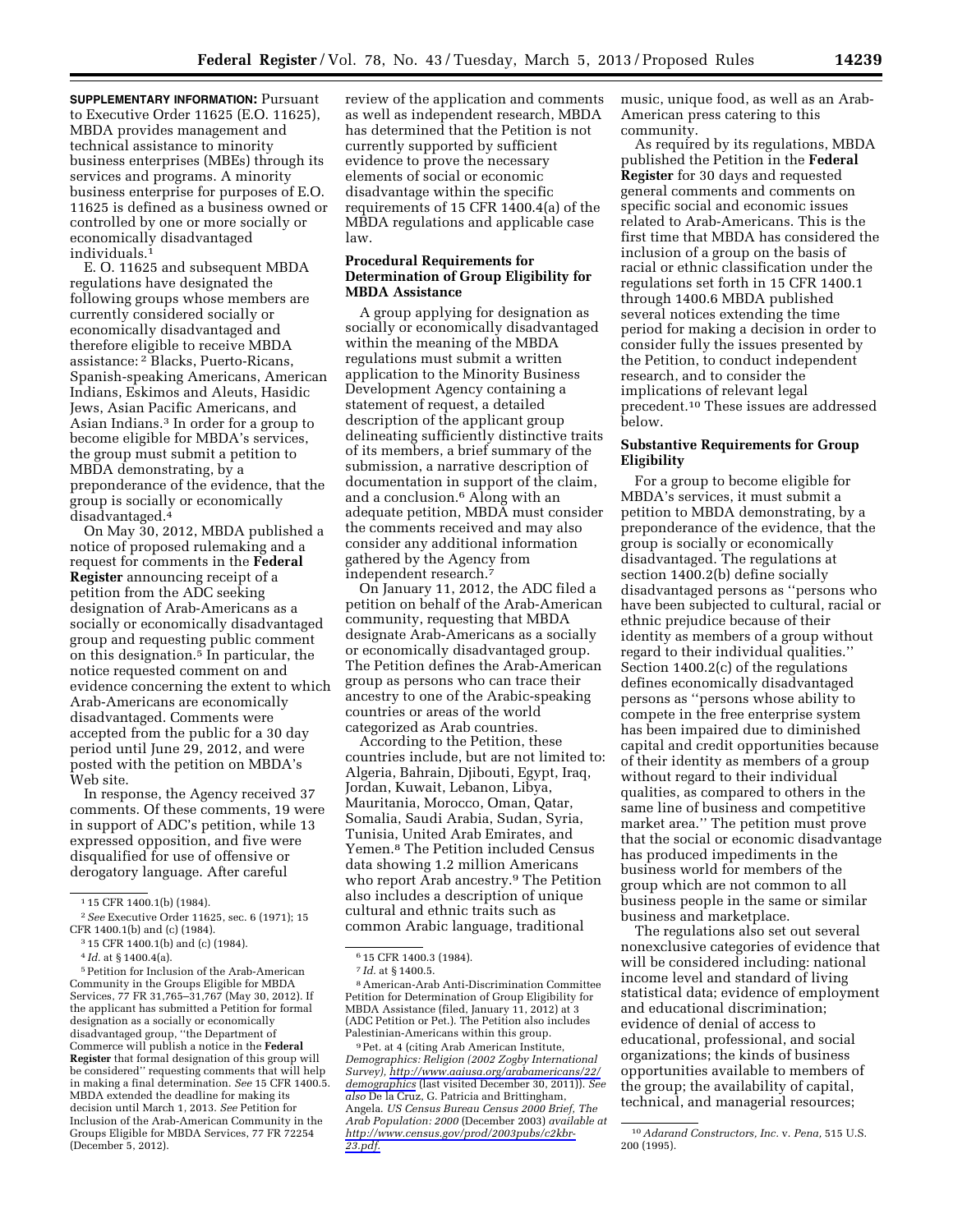**SUPPLEMENTARY INFORMATION:** Pursuant to Executive Order 11625 (E.O. 11625), MBDA provides management and technical assistance to minority business enterprises (MBEs) through its services and programs. A minority business enterprise for purposes of E.O. 11625 is defined as a business owned or controlled by one or more socially or economically disadvantaged individuals.[1]

E. O. 11625 and subsequent MBDA regulations have designated the following groups whose members are currently considered socially or economically disadvantaged and therefore eligible to receive MBDA assistance: [2] Blacks, Puerto-Ricans, Spanish-speaking Americans, American Indians, Eskimos and Aleuts, Hasidic Jews, Asian Pacific Americans, and Asian Indians.[3] In order for a group to become eligible for MBDA's services, the group must submit a petition to MBDA demonstrating, by a preponderance of the evidence, that the group is socially or economically disadvantaged.[4]

On May 30, 2012, MBDA published a notice of proposed rulemaking and a request for comments in the **Federal Register** announcing receipt of a petition from the ADC seeking designation of Arab-Americans as a socially or economically disadvantaged group and requesting public comment on this designation.[5] In particular, the notice requested comment on and evidence concerning the extent to which Arab-Americans are economically disadvantaged. Comments were accepted from the public for a 30 day period until June 29, 2012, and were posted with the petition on MBDA's Web site.

In response, the Agency received 37 comments. Of these comments, 19 were in support of ADC's petition, while 13 expressed opposition, and five were disqualified for use of offensive or derogatory language. After careful review of the application and comments as well as independent research, MBDA has determined that the Petition is not currently supported by sufficient evidence to prove the necessary elements of social or economic disadvantage within the specific requirements of 15 CFR 1400.4(a) of the MBDA regulations and applicable case law.

## Procedural Requirements for Determination of Group Eligibility for MBDA Assistance

A group applying for designation as socially or economically disadvantaged within the meaning of the MBDA regulations must submit a written application to the Minority Business Development Agency containing a statement of request, a detailed description of the applicant group delineating sufficiently distinctive traits of its members, a brief summary of the submission, a narrative description of documentation in support of the claim, and a conclusion.[6] Along with an adequate petition, MBDA must consider the comments received and may also consider any additional information gathered by the Agency from independent research.[7]

On January 11, 2012, the ADC filed a petition on behalf of the Arab-American community, requesting that MBDA designate Arab-Americans as a socially or economically disadvantaged group. The Petition defines the Arab-American group as persons who can trace their ancestry to one of the Arabic-speaking countries or areas of the world categorized as Arab countries.

According to the Petition, these countries include, but are not limited to: Algeria, Bahrain, Djibouti, Egypt, Iraq, Jordan, Kuwait, Lebanon, Libya, Mauritania, Morocco, Oman, Qatar, Somalia, Saudi Arabia, Sudan, Syria, Tunisia, United Arab Emirates, and Yemen.[8] The Petition included Census data showing 1.2 million Americans who report Arab ancestry.[9] The Petition also includes a description of unique cultural and ethnic traits such as common Arabic language, traditional music, unique food, as well as an Arab-American press catering to this community.

As required by its regulations, MBDA published the Petition in the **Federal Register** for 30 days and requested general comments and comments on specific social and economic issues related to Arab-Americans. This is the first time that MBDA has considered the inclusion of a group on the basis of racial or ethnic classification under the regulations set forth in 15 CFR 1400.1 through 1400.6 MBDA published several notices extending the time period for making a decision in order to consider fully the issues presented by the Petition, to conduct independent research, and to consider the implications of relevant legal precedent.[10] These issues are addressed below.

## Substantive Requirements for Group Eligibility

For a group to become eligible for MBDA's services, it must submit a petition to MBDA demonstrating, by a preponderance of the evidence, that the group is socially or economically disadvantaged. The regulations at section 1400.2(b) define socially disadvantaged persons as ''persons who have been subjected to cultural, racial or ethnic prejudice because of their identity as members of a group without regard to their individual qualities.'' Section 1400.2(c) of the regulations defines economically disadvantaged persons as ''persons whose ability to compete in the free enterprise system has been impaired due to diminished capital and credit opportunities because of their identity as members of a group without regard to their individual qualities, as compared to others in the same line of business and competitive market area.'' The petition must prove that the social or economic disadvantage has produced impediments in the business world for members of the group which are not common to all business people in the same or similar business and marketplace.

The regulations also set out several nonexclusive categories of evidence that will be considered including: national income level and standard of living statistical data; evidence of employment and educational discrimination; evidence of denial of access to educational, professional, and social organizations; the kinds of business opportunities available to members of the group; the availability of capital, technical, and managerial resources;

---

[1] 15 CFR 1400.1(b) (1984).

[2] *See* Executive Order 11625, sec. 6 (1971); 15 CFR 1400.1(b) and (c) (1984).

[3] 15 CFR 1400.1(b) and (c) (1984).

[4] *Id.* at § 1400.4(a).

[5] Petition for Inclusion of the Arab-American Community in the Groups Eligible for MBDA Services, 77 FR 31,765–31,767 (May 30, 2012). If the applicant has submitted a Petition for formal designation as a socially or economically disadvantaged group, ''the Department of Commerce will publish a notice in the **Federal Register** that formal designation of this group will be considered'' requesting comments that will help in making a final determination. *See* 15 CFR 1400.5. MBDA extended the deadline for making its decision until March 1, 2013. *See* Petition for Inclusion of the Arab-American Community in the Groups Eligible for MBDA Services, 77 FR 72254 (December 5, 2012).

[6] 15 CFR 1400.3 (1984).

[7] *Id.* at § 1400.5.

[8] American-Arab Anti-Discrimination Committee Petition for Determination of Group Eligibility for MBDA Assistance (filed, January 11, 2012) at 3 (ADC Petition or Pet.). The Petition also includes Palestinian-Americans within this group.

[9] Pet. at 4 (citing Arab American Institute, *Demographics: Religion (2002 Zogby International Survey), http://www.aaiusa.org/arabamericans/22/demographics* (last visited December 30, 2011)). *See also* De la Cruz, G. Patricia and Brittingham, Angela. *US Census Bureau Census 2000 Brief, The Arab Population: 2000* (December 2003) *available at http://www.census.gov/prod/2003pubs/c2kbr-23.pdf.*

[10] *Adarand Constructors, Inc.* v. *Pena,* 515 U.S. 200 (1995).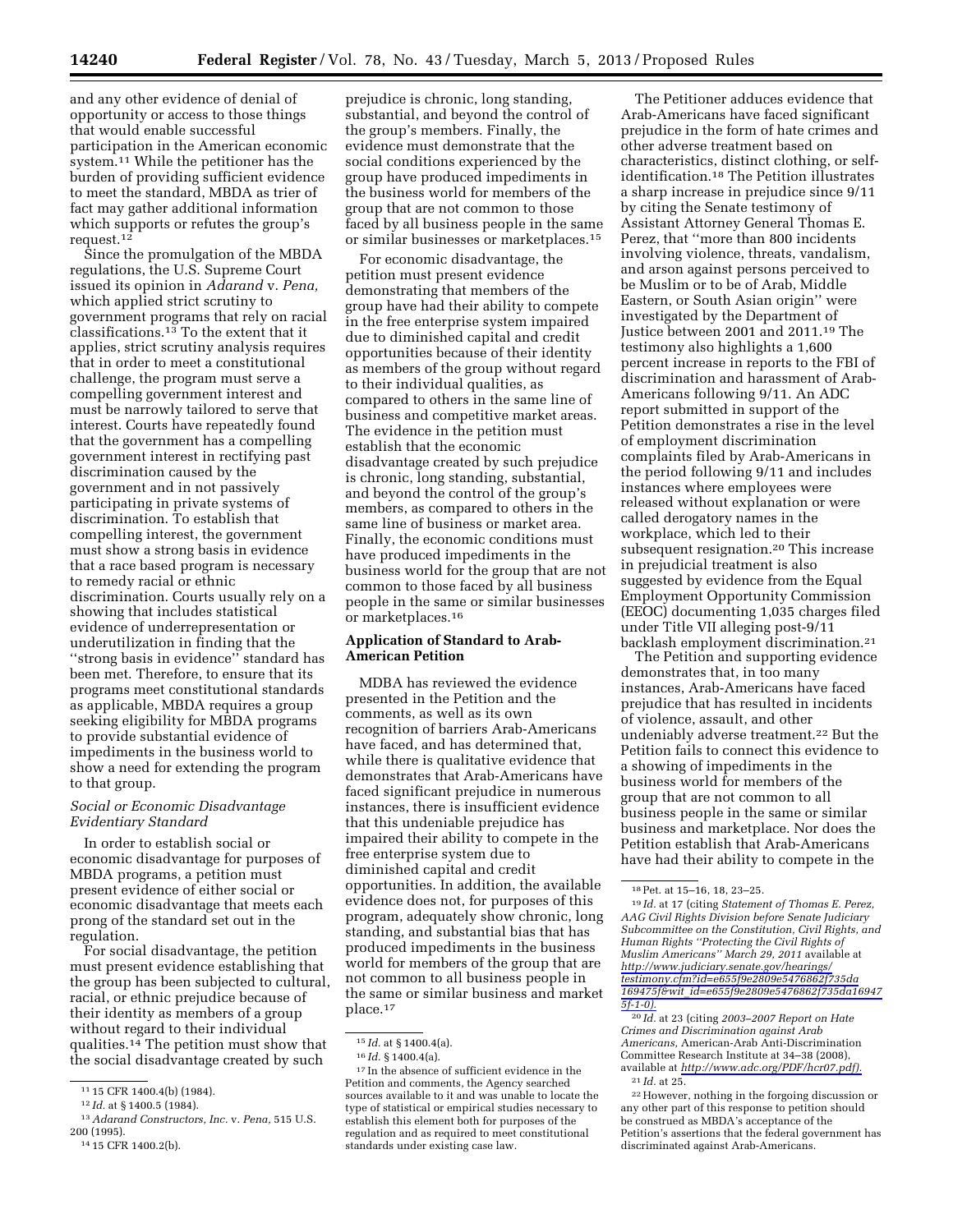and any other evidence of denial of opportunity or access to those things that would enable successful participation in the American economic system.[11] While the petitioner has the burden of providing sufficient evidence to meet the standard, MBDA as trier of fact may gather additional information which supports or refutes the group's request.[12]

Since the promulgation of the MBDA regulations, the U.S. Supreme Court issued its opinion in *Adarand* v. *Pena,* which applied strict scrutiny to government programs that rely on racial classifications.[13] To the extent that it applies, strict scrutiny analysis requires that in order to meet a constitutional challenge, the program must serve a compelling government interest and must be narrowly tailored to serve that interest. Courts have repeatedly found that the government has a compelling government interest in rectifying past discrimination caused by the government and in not passively participating in private systems of discrimination. To establish that compelling interest, the government must show a strong basis in evidence that a race based program is necessary to remedy racial or ethnic discrimination. Courts usually rely on a showing that includes statistical evidence of underrepresentation or underutilization in finding that the "strong basis in evidence" standard has been met. Therefore, to ensure that its programs meet constitutional standards as applicable, MBDA requires a group seeking eligibility for MBDA programs to provide substantial evidence of impediments in the business world to show a need for extending the program to that group.

### *Social or Economic Disadvantage Evidentiary Standard*

In order to establish social or economic disadvantage for purposes of MBDA programs, a petition must present evidence of either social or economic disadvantage that meets each prong of the standard set out in the regulation.

For social disadvantage, the petition must present evidence establishing that the group has been subjected to cultural, racial, or ethnic prejudice because of their identity as members of a group without regard to their individual qualities.[14] The petition must show that the social disadvantage created by such prejudice is chronic, long standing, substantial, and beyond the control of the group's members. Finally, the evidence must demonstrate that the social conditions experienced by the group have produced impediments in the business world for members of the group that are not common to those faced by all business people in the same or similar businesses or marketplaces.[15]

For economic disadvantage, the petition must present evidence demonstrating that members of the group have had their ability to compete in the free enterprise system impaired due to diminished capital and credit opportunities because of their identity as members of the group without regard to their individual qualities, as compared to others in the same line of business and competitive market areas. The evidence in the petition must establish that the economic disadvantage created by such prejudice is chronic, long standing, substantial, and beyond the control of others in the group's members, as compared to others in the same line of business or market area. Finally, the economic conditions must have produced impediments in the business world for the group that are not common to those faced by all business people in the same or similar businesses or marketplaces.[16]

## Application of Standard to Arab-American Petition

MDBA has reviewed the evidence presented in the Petition and the comments, as well as its own recognition of barriers Arab-Americans have faced, and has determined that, while there is qualitative evidence that demonstrates that Arab-Americans have faced significant prejudice in numerous instances, there is insufficient evidence that this undeniable prejudice has impaired their ability to compete in the free enterprise system due to diminished capital and credit opportunities. In addition, the available evidence does not, for purposes of this program, adequately show chronic, long standing, and substantial bias that has produced impediments in the business world for members of the group that are not common to all business people in the same or similar business and market place.[17]

The Petitioner adduces evidence that Arab-Americans have faced significant prejudice in the form of hate crimes and other adverse treatment based on characteristics, distinct clothing, or self-identification.[18] The Petition illustrates a sharp increase in prejudice since 9/11 by citing the Senate testimony of Assistant Attorney General Thomas E. Perez, that "more than 800 incidents involving violence, threats, vandalism, and arson against persons perceived to be Muslim or to be of Arab, Middle Eastern, or South Asian origin" were investigated by the Department of Justice between 2001 and 2011.[19] The testimony also highlights a 1,600 percent increase in reports to the FBI of discrimination and harassment of Arab-Americans following 9/11. An ADC report submitted in support of the Petition demonstrates a rise in the level of employment discrimination complaints filed by Arab-Americans in the period following 9/11 and includes instances where employees were released without explanation or were called derogatory names in the workplace, which led to their subsequent resignation.[20] This increase in prejudicial treatment is also suggested by evidence from the Equal Employment Opportunity Commission (EEOC) documenting 1,035 charges filed under Title VII alleging post-9/11 backlash employment discrimination.[21]

The Petition and supporting evidence demonstrates that, in too many instances, Arab-Americans have faced prejudice that has resulted in incidents of violence, assault, and other undeniably adverse treatment.[22] But the Petition fails to connect this evidence to a showing of impediments in the business world for members of the group that are not common to all business people in the same or similar business and marketplace. Nor does the Petition establish that Arab-Americans have had their ability to compete in the

---

[11] 15 CFR 1400.4(b) (1984).

[12] *Id.* at § 1400.5 (1984).

[13] *Adarand Constructors, Inc.* v. *Pena,* 515 U.S. 200 (1995).

[14] 15 CFR 1400.2(b).

[15] *Id.* at § 1400.4(a).

[16] *Id.* § 1400.4(a).

[17] In the absence of sufficient evidence in the Petition and comments, the Agency searched sources available to it and was unable to locate the type of statistical or empirical studies necessary to establish this element both for purposes of the regulation and as required to meet constitutional standards under existing case law.

[18] Pet. at 15–16, 18, 23–25.

[19] *Id.* at 17 (citing *Statement of Thomas E. Perez, AAG Civil Rights Division before Senate Judiciary Subcommittee on the Constitution, Civil Rights, and Human Rights "Protecting the Civil Rights of Muslim Americans" March 29, 2011* available at *http://www.judiciary.senate.gov/hearings/testimony.cfm?id=e655f9e2809e5476862f735da169475f&wit_id=e655f9e2809e5476862f735da169475f-1-0).*

[20] *Id.* at 23 (citing *2003–2007 Report on Hate Crimes and Discrimination against Arab Americans,* American-Arab Anti-Discrimination Committee Research Institute at 34–38 (2008), available at *http://www.adc.org/PDF/hcr07.pdf).*

[21] *Id.* at 25.

[22] However, nothing in the forgoing discussion or any other part of this response to petition should be construed as MBDA's acceptance of the Petition's assertions that the federal government has discriminated against Arab-Americans.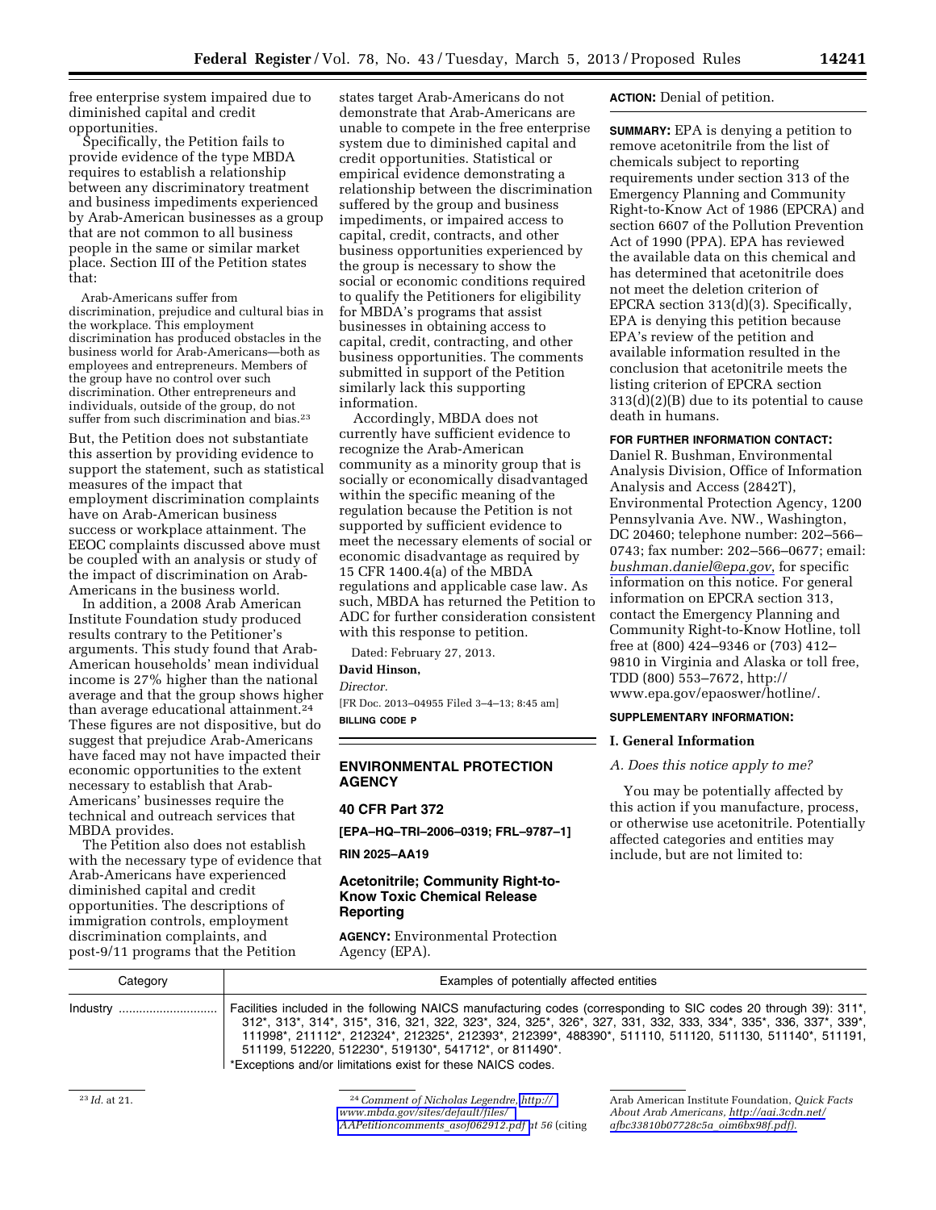free enterprise system impaired due to diminished capital and credit opportunities.

Specifically, the Petition fails to provide evidence of the type MBDA requires to establish a relationship between any discriminatory treatment and business impediments experienced by Arab-American businesses as a group that are not common to all business people in the same or similar market place. Section III of the Petition states that:

> Arab-Americans suffer from discrimination, prejudice and cultural bias in the workplace. This employment discrimination has produced obstacles in the business world for Arab-Americans—both as employees and entrepreneurs. Members of the group have no control over such discrimination. Other entrepreneurs and individuals, outside of the group, do not suffer from such discrimination and bias.[23]

But, the Petition does not substantiate this assertion by providing evidence to support the statement, such as statistical measures of the impact that employment discrimination complaints have on Arab-American business success or workplace attainment. The EEOC complaints discussed above must be coupled with an analysis or study of the impact of discrimination on Arab-Americans in the business world.

In addition, a 2008 Arab American Institute Foundation study produced results contrary to the Petitioner's arguments. This study found that Arab-American households' mean individual income is 27% higher than the national average and that the group shows higher than average educational attainment.[24] These figures are not dispositive, but do suggest that prejudice Arab-Americans have faced may not have impacted their economic opportunities to the extent necessary to establish that Arab-Americans' businesses require the technical and outreach services that MBDA provides.

The Petition also does not establish with the necessary type of evidence that Arab-Americans have experienced diminished capital and credit opportunities. The descriptions of immigration controls, employment discrimination complaints, and post-9/11 programs that the Petition states target Arab-Americans do not demonstrate that Arab-Americans are unable to compete in the free enterprise system due to diminished capital and credit opportunities. Statistical or empirical evidence demonstrating a relationship between the discrimination suffered by the group and business impediments, or impaired access to capital, credit, contracts, and other business opportunities experienced by the group is necessary to show the social or economic conditions required to qualify the Petitioners for eligibility for MBDA's programs that assist businesses in obtaining access to capital, credit, contracting, and other business opportunities. The comments submitted in support of the Petition similarly lack this supporting information.

Accordingly, MBDA does not currently have sufficient evidence to recognize the Arab-American community as a minority group that is socially or economically disadvantaged within the specific meaning of the regulation because the Petition is not supported by sufficient evidence to meet the necessary elements of social or economic disadvantage as required by 15 CFR 1400.4(a) of the MBDA regulations and applicable case law. As such, MBDA has returned the Petition to ADC for further consideration consistent with this response to petition.

Dated: February 27, 2013.

**David Hinson,**

*Director.*

[FR Doc. 2013–04955 Filed 3–4–13; 8:45 am]

**BILLING CODE P**

## ENVIRONMENTAL PROTECTION AGENCY

### 40 CFR Part 372

**[EPA–HQ–TRI–2006–0319; FRL–9787–1]**

**RIN 2025–AA19**

### Acetonitrile; Community Right-to-Know Toxic Chemical Release Reporting

**AGENCY:** Environmental Protection Agency (EPA).

**ACTION:** Denial of petition.

**SUMMARY:** EPA is denying a petition to remove acetonitrile from the list of chemicals subject to reporting requirements under section 313 of the Emergency Planning and Community Right-to-Know Act of 1986 (EPCRA) and section 6607 of the Pollution Prevention Act of 1990 (PPA). EPA has reviewed the available data on this chemical and has determined that acetonitrile does not meet the deletion criterion of EPCRA section 313(d)(3). Specifically, EPA is denying this petition because EPA's review of the petition and available information resulted in the conclusion that acetonitrile meets the listing criterion of EPCRA section 313(d)(2)(B) due to its potential to cause death in humans.

**FOR FURTHER INFORMATION CONTACT:** Daniel R. Bushman, Environmental Analysis Division, Office of Information Analysis and Access (2842T), Environmental Protection Agency, 1200 Pennsylvania Ave. NW., Washington, DC 20460; telephone number: 202–566–0743; fax number: 202–566–0677; email: *bushman.daniel@epa.gov*, for specific information on this notice. For general information on EPCRA section 313, contact the Emergency Planning and Community Right-to-Know Hotline, toll free at (800) 424–9346 or (703) 412–9810 in Virginia and Alaska or toll free, TDD (800) 553–7672, http://www.epa.gov/epaoswer/hotline/.

**SUPPLEMENTARY INFORMATION:**

#### I. General Information

*A. Does this notice apply to me?*

You may be potentially affected by this action if you manufacture, process, or otherwise use acetonitrile. Potentially affected categories and entities may include, but are not limited to:

| Category | Examples of potentially affected entities |
| --- | --- |
| Industry | Facilities included in the following NAICS manufacturing codes (corresponding to SIC codes 20 through 39): 311*, 312*, 313*, 314*, 315*, 316, 321, 322, 323*, 324, 325*, 326*, 327, 331, 332, 333, 334*, 335*, 336, 337*, 339*, 111998*, 211112*, 212324*, 212325*, 212393*, 212399*, 488390*, 511110, 511120, 511130, 511140*, 511191, 511199, 512220, 512230*, 519130*, 541712*, or 811490*.<br>*Exceptions and/or limitations exist for these NAICS codes. |

[23] *Id.* at 21.

[24] *Comment of Nicholas Legendre, http://www.mbda.gov/sites/default/files/AAPetitioncomments_asof062912.pdf at 56* (citing Arab American Institute Foundation, *Quick Facts About Arab Americans, http://aai.3cdn.net/afbc33810b07728c5a_oim6bx98f.pdf).*